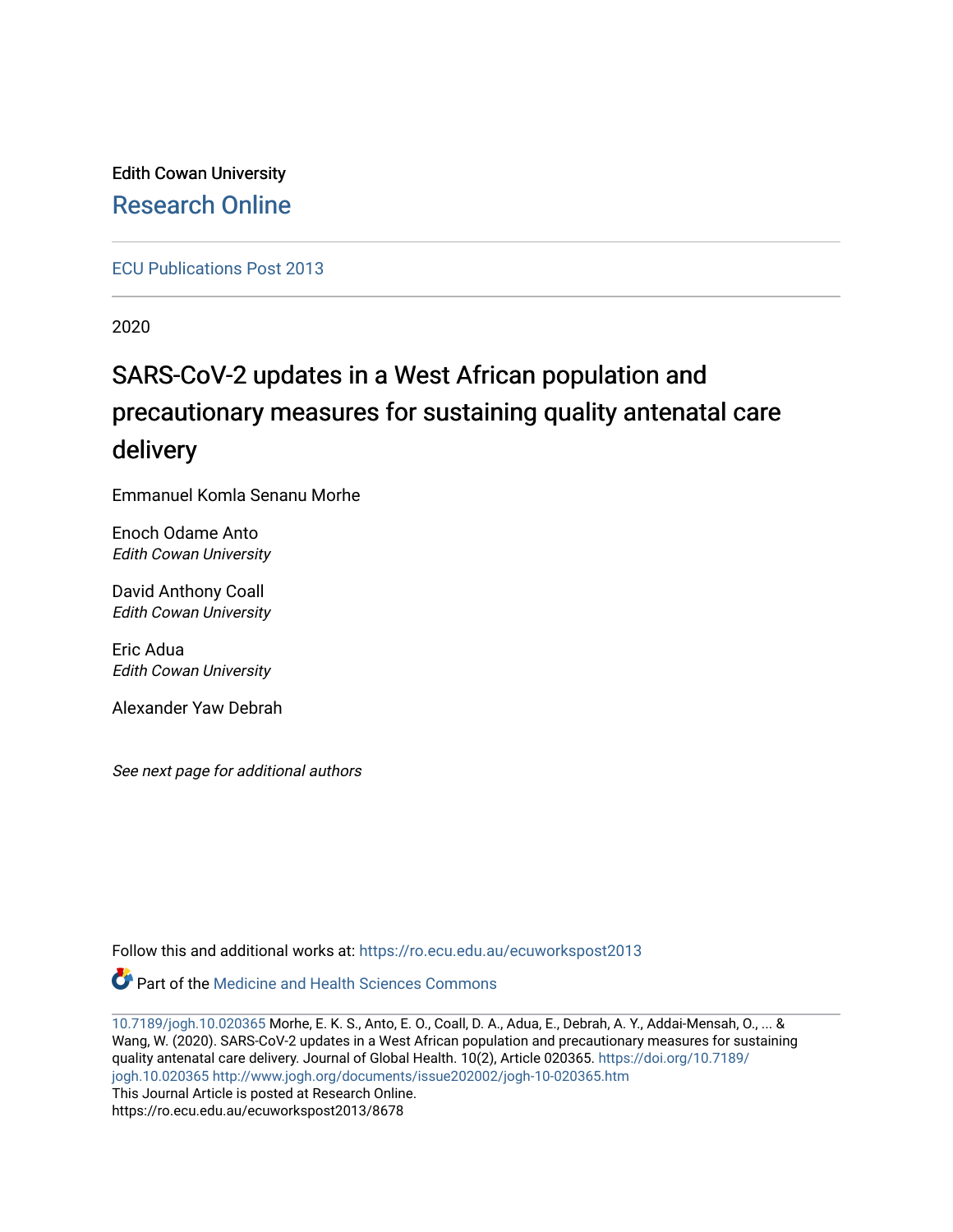Edith Cowan University

Research Online

ECU Publications Post 2013

2020

# SARS-CoV-2 updates in a West African population and precautionary measures for sustaining quality antenatal care delivery

Emmanuel Komla Senanu Morhe

Enoch Odame Anto
*Edith Cowan University*

David Anthony Coall
*Edith Cowan University*

Eric Adua
*Edith Cowan University*

Alexander Yaw Debrah

*See next page for additional authors*

Follow this and additional works at: https://ro.ecu.edu.au/ecuworkspost2013

Part of the Medicine and Health Sciences Commons

10.7189/jogh.10.020365 Morhe, E. K. S., Anto, E. O., Coall, D. A., Adua, E., Debrah, A. Y., Addai-Mensah, O., ... & Wang, W. (2020). SARS-CoV-2 updates in a West African population and precautionary measures for sustaining quality antenatal care delivery. Journal of Global Health. 10(2), Article 020365. https://doi.org/10.7189/jogh.10.020365 http://www.jogh.org/documents/issue202002/jogh-10-020365.htm

This Journal Article is posted at Research Online.
https://ro.ecu.edu.au/ecuworkspost2013/8678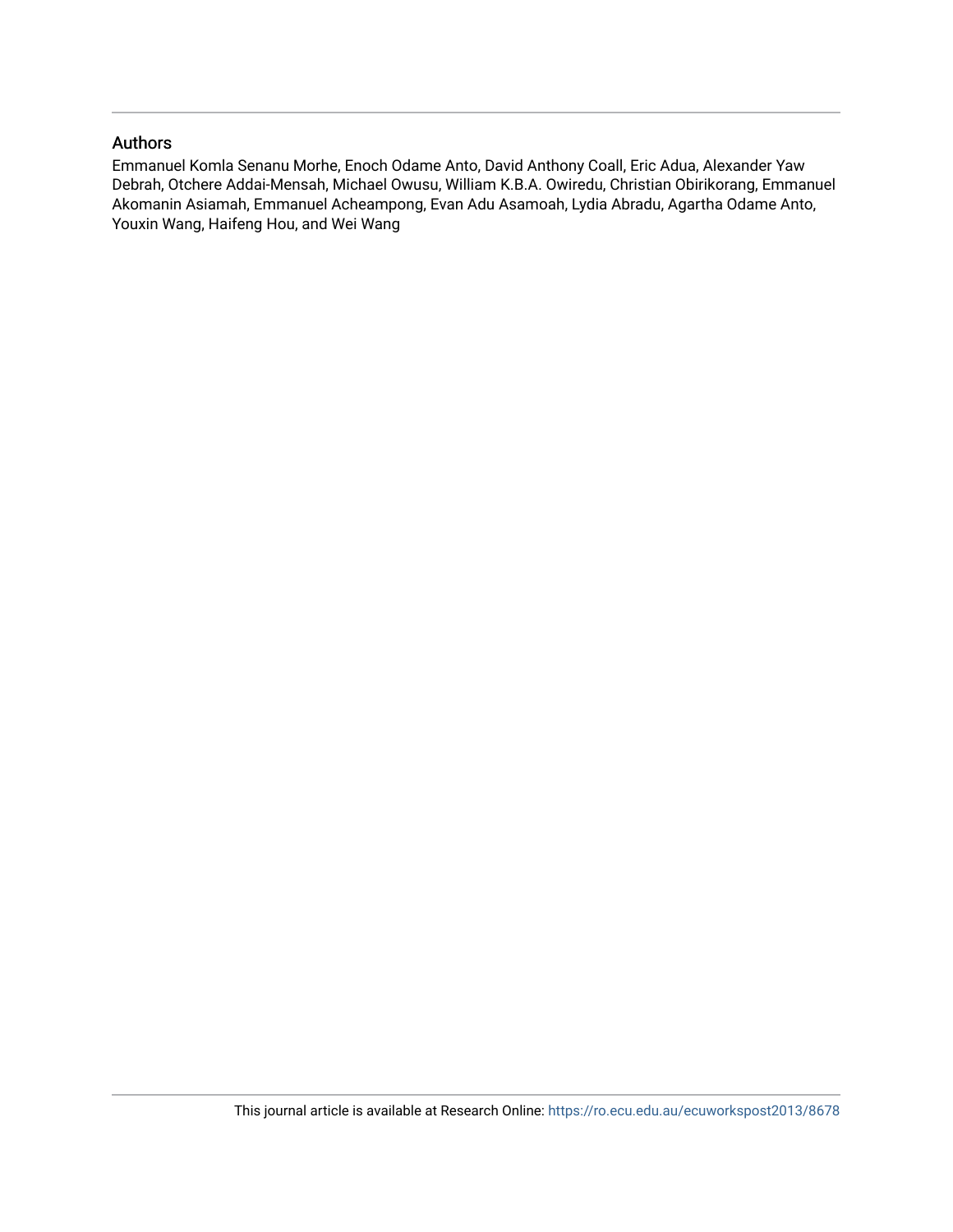## Authors

Emmanuel Komla Senanu Morhe, Enoch Odame Anto, David Anthony Coall, Eric Adua, Alexander Yaw Debrah, Otchere Addai-Mensah, Michael Owusu, William K.B.A. Owiredu, Christian Obirikorang, Emmanuel Akomanin Asiamah, Emmanuel Acheampong, Evan Adu Asamoah, Lydia Abradu, Agartha Odame Anto, Youxin Wang, Haifeng Hou, and Wei Wang

This journal article is available at Research Online: https://ro.ecu.edu.au/ecuworkspost2013/8678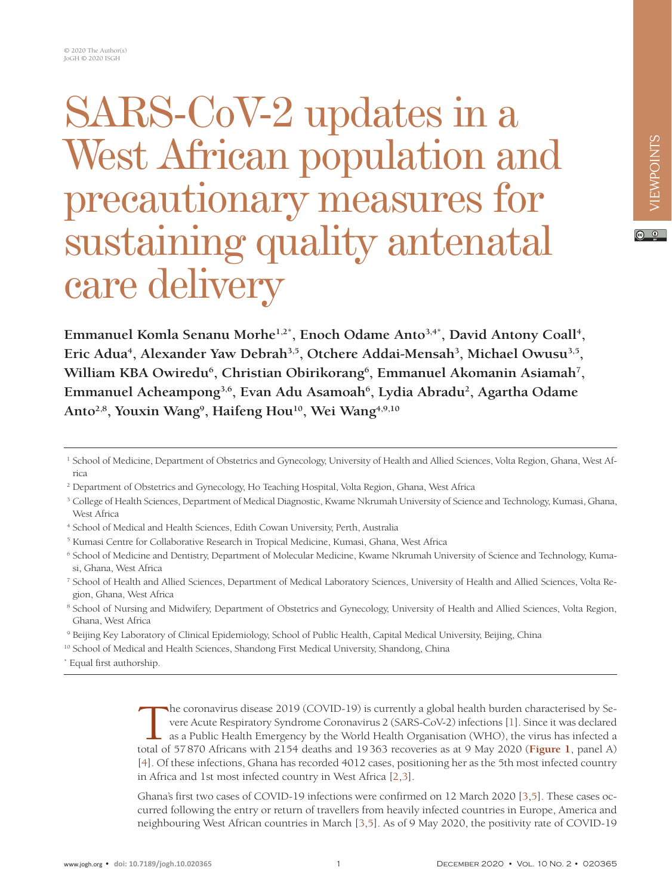© 2020 The Author(s)
JoGH © 2020 ISGH

# SARS-CoV-2 updates in a West African population and precautionary measures for sustaining quality antenatal care delivery

**Emmanuel Komla Senanu Morhe[1,2*], Enoch Odame Anto[3,4*], David Antony Coall[4], Eric Adua[4], Alexander Yaw Debrah[3,5], Otchere Addai-Mensah[3], Michael Owusu[3,5], William KBA Owiredu[6], Christian Obirikorang[6], Emmanuel Akomanin Asiamah[7], Emmanuel Acheampong[3,6], Evan Adu Asamoah[6], Lydia Abradu[2], Agartha Odame Anto[2,8], Youxin Wang[9], Haifeng Hou[10], Wei Wang[4,9,10]**

[1] School of Medicine, Department of Obstetrics and Gynecology, University of Health and Allied Sciences, Volta Region, Ghana, West Africa

[2] Department of Obstetrics and Gynecology, Ho Teaching Hospital, Volta Region, Ghana, West Africa

[3] College of Health Sciences, Department of Medical Diagnostic, Kwame Nkrumah University of Science and Technology, Kumasi, Ghana, West Africa

[4] School of Medical and Health Sciences, Edith Cowan University, Perth, Australia

[5] Kumasi Centre for Collaborative Research in Tropical Medicine, Kumasi, Ghana, West Africa

[6] School of Medicine and Dentistry, Department of Molecular Medicine, Kwame Nkrumah University of Science and Technology, Kumasi, Ghana, West Africa

[7] School of Health and Allied Sciences, Department of Medical Laboratory Sciences, University of Health and Allied Sciences, Volta Region, Ghana, West Africa

[8] School of Nursing and Midwifery, Department of Obstetrics and Gynecology, University of Health and Allied Sciences, Volta Region, Ghana, West Africa

[9] Beijing Key Laboratory of Clinical Epidemiology, School of Public Health, Capital Medical University, Beijing, China

[10] School of Medical and Health Sciences, Shandong First Medical University, Shandong, China

* Equal first authorship.

The coronavirus disease 2019 (COVID-19) is currently a global health burden characterised by Severe Acute Respiratory Syndrome Coronavirus 2 (SARS-CoV-2) infections [1]. Since it was declared as a Public Health Emergency by the World Health Organisation (WHO), the virus has infected a total of 57 870 Africans with 2154 deaths and 19 363 recoveries as at 9 May 2020 (**Figure 1**, panel A) [4]. Of these infections, Ghana has recorded 4012 cases, positioning her as the 5th most infected country in Africa and 1st most infected country in West Africa [2,3].

Ghana's first two cases of COVID-19 infections were confirmed on 12 March 2020 [3,5]. These cases occurred following the entry or return of travellers from heavily infected countries in Europe, America and neighbouring West African countries in March [3,5]. As of 9 May 2020, the positivity rate of COVID-19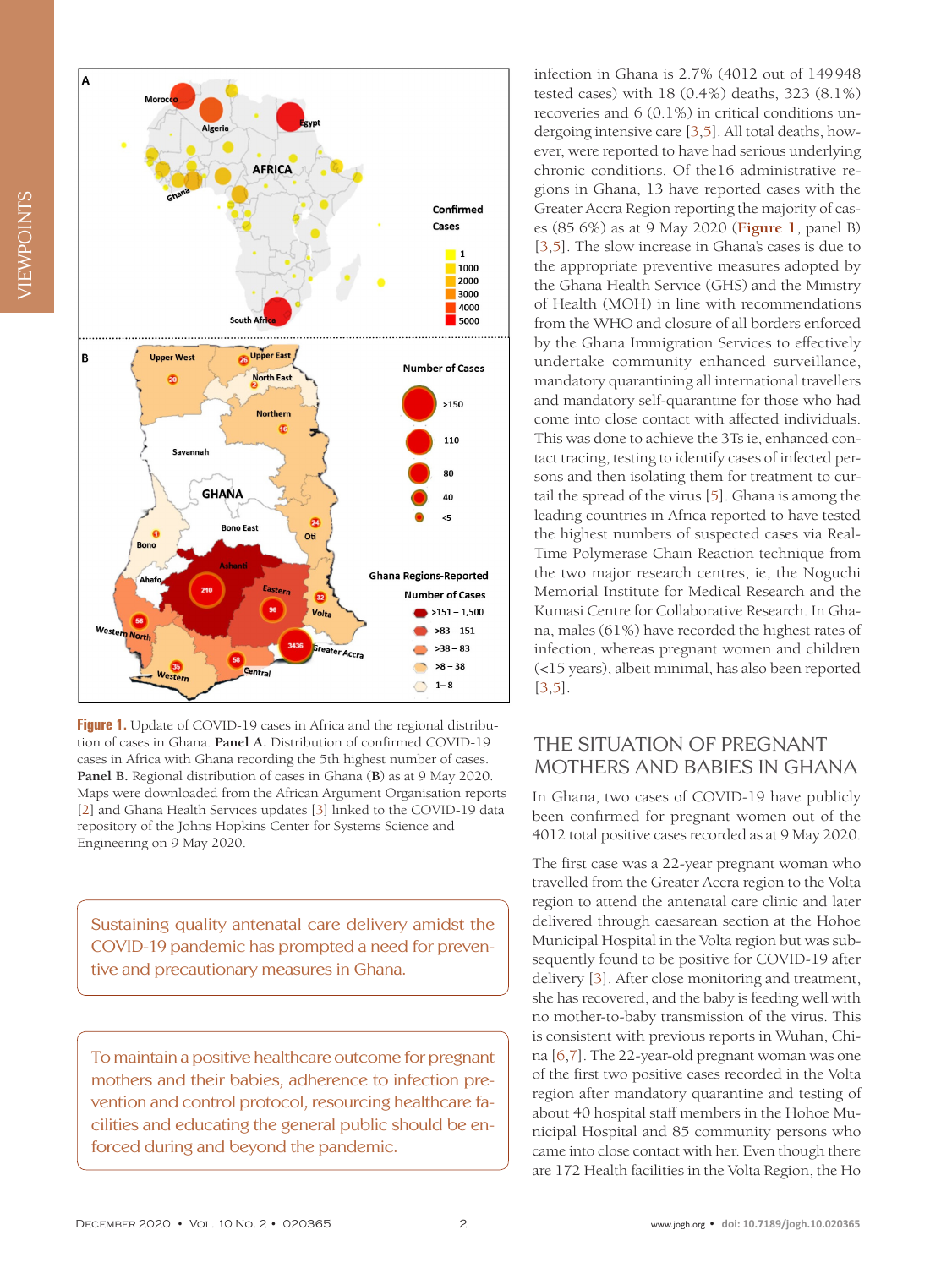infection in Ghana is 2.7% (4012 out of 149 948 tested cases) with 18 (0.4%) deaths, 323 (8.1%) recoveries and 6 (0.1%) in critical conditions undergoing intensive care [3,5]. All total deaths, however, were reported to have had serious underlying chronic conditions. Of the16 administrative regions in Ghana, 13 have reported cases with the Greater Accra Region reporting the majority of cases (85.6%) as at 9 May 2020 (**Figure 1**, panel B) [3,5]. The slow increase in Ghana's cases is due to the appropriate preventive measures adopted by the Ghana Health Service (GHS) and the Ministry of Health (MOH) in line with recommendations from the WHO and closure of all borders enforced by the Ghana Immigration Services to effectively undertake community enhanced surveillance, mandatory quarantining all international travellers and mandatory self-quarantine for those who had come into close contact with affected individuals. This was done to achieve the 3Ts ie, enhanced contact tracing, testing to identify cases of infected persons and then isolating them for treatment to curtail the spread of the virus [5]. Ghana is among the leading countries in Africa reported to have tested the highest numbers of suspected cases via Real-Time Polymerase Chain Reaction technique from the two major research centres, ie, the Noguchi Memorial Institute for Medical Research and the Kumasi Centre for Collaborative Research. In Ghana, males (61%) have recorded the highest rates of infection, whereas pregnant women and children (<15 years), albeit minimal, has also been reported [3,5].

**Figure 1.** Update of COVID-19 cases in Africa and the regional distribution of cases in Ghana. **Panel A.** Distribution of confirmed COVID-19 cases in Africa with Ghana recording the 5th highest number of cases. **Panel B.** Regional distribution of cases in Ghana (**B**) as at 9 May 2020. Maps were downloaded from the African Argument Organisation reports [2] and Ghana Health Services updates [3] linked to the COVID-19 data repository of the Johns Hopkins Center for Systems Science and Engineering on 9 May 2020.

> Sustaining quality antenatal care delivery amidst the COVID-19 pandemic has prompted a need for preventive and precautionary measures in Ghana.

> To maintain a positive healthcare outcome for pregnant mothers and their babies, adherence to infection prevention and control protocol, resourcing healthcare facilities and educating the general public should be enforced during and beyond the pandemic.

## THE SITUATION OF PREGNANT MOTHERS AND BABIES IN GHANA

In Ghana, two cases of COVID-19 have publicly been confirmed for pregnant women out of the 4012 total positive cases recorded as at 9 May 2020.

The first case was a 22-year pregnant woman who travelled from the Greater Accra region to the Volta region to attend the antenatal care clinic and later delivered through caesarean section at the Hohoe Municipal Hospital in the Volta region but was subsequently found to be positive for COVID-19 after delivery [3]. After close monitoring and treatment, she has recovered, and the baby is feeding well with no mother-to-baby transmission of the virus. This is consistent with previous reports in Wuhan, China [6,7]. The 22-year-old pregnant woman was one of the first two positive cases recorded in the Volta region after mandatory quarantine and testing of about 40 hospital staff members in the Hohoe Municipal Hospital and 85 community persons who came into close contact with her. Even though there are 172 Health facilities in the Volta Region, the Ho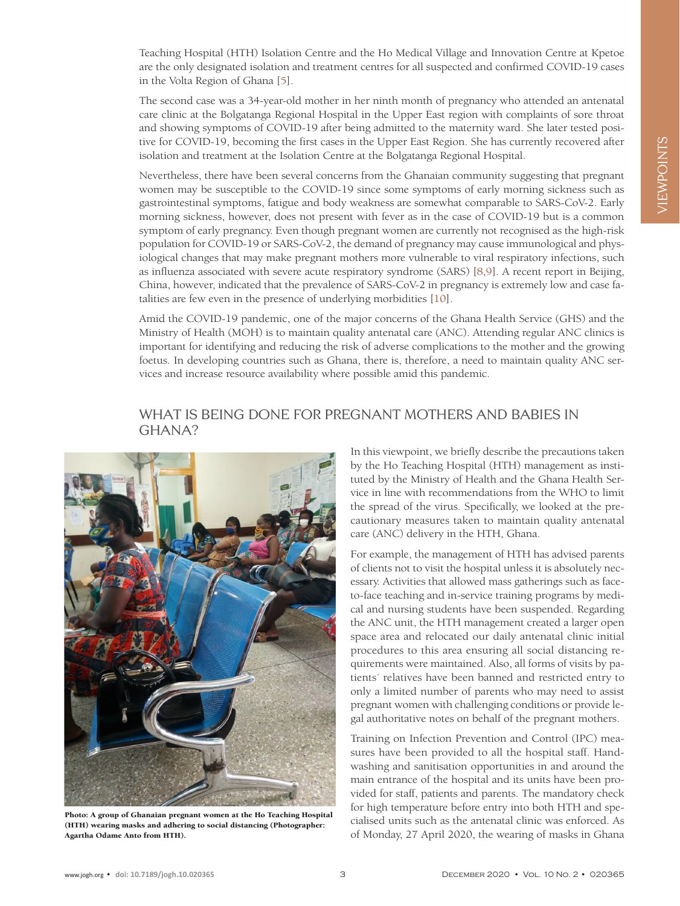Teaching Hospital (HTH) Isolation Centre and the Ho Medical Village and Innovation Centre at Kpetoe are the only designated isolation and treatment centres for all suspected and confirmed COVID-19 cases in the Volta Region of Ghana [5].

The second case was a 34-year-old mother in her ninth month of pregnancy who attended an antenatal care clinic at the Bolgatanga Regional Hospital in the Upper East region with complaints of sore throat and showing symptoms of COVID-19 after being admitted to the maternity ward. She later tested positive for COVID-19, becoming the first cases in the Upper East Region. She has currently recovered after isolation and treatment at the Isolation Centre at the Bolgatanga Regional Hospital.

Nevertheless, there have been several concerns from the Ghanaian community suggesting that pregnant women may be susceptible to the COVID-19 since some symptoms of early morning sickness such as gastrointestinal symptoms, fatigue and body weakness are somewhat comparable to SARS-CoV-2. Early morning sickness, however, does not present with fever as in the case of COVID-19 but is a common symptom of early pregnancy. Even though pregnant women are currently not recognised as the high-risk population for COVID-19 or SARS-CoV-2, the demand of pregnancy may cause immunological and physiological changes that may make pregnant mothers more vulnerable to viral respiratory infections, such as influenza associated with severe acute respiratory syndrome (SARS) [8,9]. A recent report in Beijing, China, however, indicated that the prevalence of SARS-CoV-2 in pregnancy is extremely low and case fatalities are few even in the presence of underlying morbidities [10].

Amid the COVID-19 pandemic, one of the major concerns of the Ghana Health Service (GHS) and the Ministry of Health (MOH) is to maintain quality antenatal care (ANC). Attending regular ANC clinics is important for identifying and reducing the risk of adverse complications to the mother and the growing foetus. In developing countries such as Ghana, there is, therefore, a need to maintain quality ANC services and increase resource availability where possible amid this pandemic.

## WHAT IS BEING DONE FOR PREGNANT MOTHERS AND BABIES IN GHANA?

**Photo: A group of Ghanaian pregnant women at the Ho Teaching Hospital (HTH) wearing masks and adhering to social distancing (Photographer: Agartha Odame Anto from HTH).**

In this viewpoint, we briefly describe the precautions taken by the Ho Teaching Hospital (HTH) management as instituted by the Ministry of Health and the Ghana Health Service in line with recommendations from the WHO to limit the spread of the virus. Specifically, we looked at the precautionary measures taken to maintain quality antenatal care (ANC) delivery in the HTH, Ghana.

For example, the management of HTH has advised parents of clients not to visit the hospital unless it is absolutely necessary. Activities that allowed mass gatherings such as face-to-face teaching and in-service training programs by medical and nursing students have been suspended. Regarding the ANC unit, the HTH management created a larger open space area and relocated our daily antenatal clinic initial procedures to this area ensuring all social distancing requirements were maintained. Also, all forms of visits by patients´ relatives have been banned and restricted entry to only a limited number of parents who may need to assist pregnant women with challenging conditions or provide legal authoritative notes on behalf of the pregnant mothers.

Training on Infection Prevention and Control (IPC) measures have been provided to all the hospital staff. Handwashing and sanitisation opportunities in and around the main entrance of the hospital and its units have been provided for staff, patients and parents. The mandatory check for high temperature before entry into both HTH and specialised units such as the antenatal clinic was enforced. As of Monday, 27 April 2020, the wearing of masks in Ghana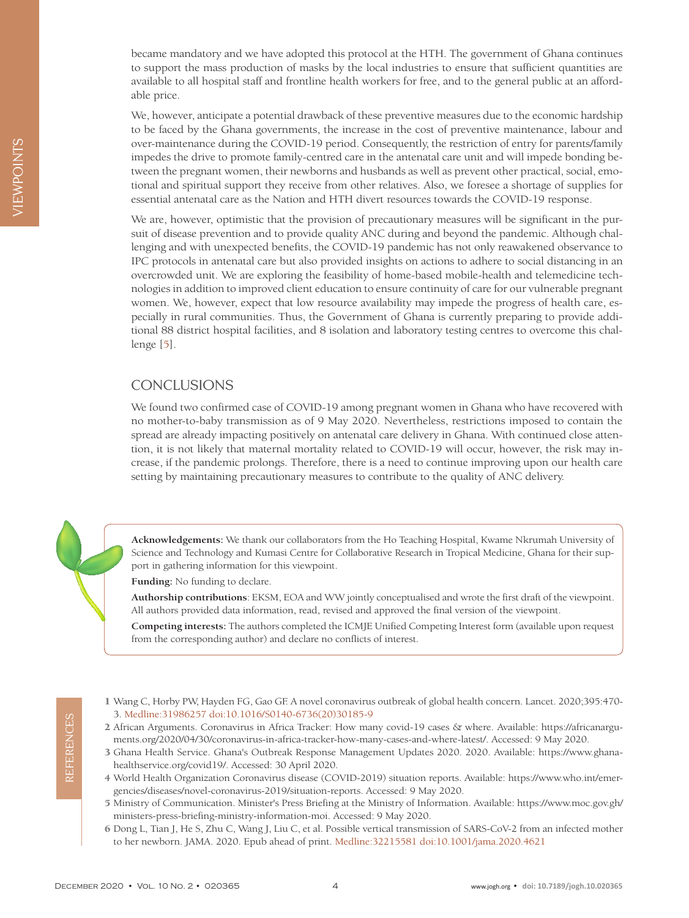became mandatory and we have adopted this protocol at the HTH. The government of Ghana continues to support the mass production of masks by the local industries to ensure that sufficient quantities are available to all hospital staff and frontline health workers for free, and to the general public at an affordable price.

We, however, anticipate a potential drawback of these preventive measures due to the economic hardship to be faced by the Ghana governments, the increase in the cost of preventive maintenance, labour and over-maintenance during the COVID-19 period. Consequently, the restriction of entry for parents/family impedes the drive to promote family-centred care in the antenatal care unit and will impede bonding between the pregnant women, their newborns and husbands as well as prevent other practical, social, emotional and spiritual support they receive from other relatives. Also, we foresee a shortage of supplies for essential antenatal care as the Nation and HTH divert resources towards the COVID-19 response.

We are, however, optimistic that the provision of precautionary measures will be significant in the pursuit of disease prevention and to provide quality ANC during and beyond the pandemic. Although challenging and with unexpected benefits, the COVID-19 pandemic has not only reawakened observance to IPC protocols in antenatal care but also provided insights on actions to adhere to social distancing in an overcrowded unit. We are exploring the feasibility of home-based mobile-health and telemedicine technologies in addition to improved client education to ensure continuity of care for our vulnerable pregnant women. We, however, expect that low resource availability may impede the progress of health care, especially in rural communities. Thus, the Government of Ghana is currently preparing to provide additional 88 district hospital facilities, and 8 isolation and laboratory testing centres to overcome this challenge [5].

## CONCLUSIONS

We found two confirmed case of COVID-19 among pregnant women in Ghana who have recovered with no mother-to-baby transmission as of 9 May 2020. Nevertheless, restrictions imposed to contain the spread are already impacting positively on antenatal care delivery in Ghana. With continued close attention, it is not likely that maternal mortality related to COVID-19 will occur, however, the risk may increase, if the pandemic prolongs. Therefore, there is a need to continue improving upon our health care setting by maintaining precautionary measures to contribute to the quality of ANC delivery.

**Acknowledgements:** We thank our collaborators from the Ho Teaching Hospital, Kwame Nkrumah University of Science and Technology and Kumasi Centre for Collaborative Research in Tropical Medicine, Ghana for their support in gathering information for this viewpoint.

**Funding:** No funding to declare.

**Authorship contributions**: EKSM, EOA and WW jointly conceptualised and wrote the first draft of the viewpoint. All authors provided data information, read, revised and approved the final version of the viewpoint.

**Competing interests:** The authors completed the ICMJE Unified Competing Interest form (available upon request from the corresponding author) and declare no conflicts of interest.

## REFERENCES

1 Wang C, Horby PW, Hayden FG, Gao GF. A novel coronavirus outbreak of global health concern. Lancet. 2020;395:470-3. Medline:31986257 doi:10.1016/S0140-6736(20)30185-9

2 African Arguments. Coronavirus in Africa Tracker: How many covid-19 cases & where. Available: https://africanarguments.org/2020/04/30/coronavirus-in-africa-tracker-how-many-cases-and-where-latest/. Accessed: 9 May 2020.

3 Ghana Health Service. Ghana's Outbreak Response Management Updates 2020. 2020. Available: https://www.ghanahealthservice.org/covid19/. Accessed: 30 April 2020.

4 World Health Organization Coronavirus disease (COVID-2019) situation reports. Available: https://www.who.int/emergencies/diseases/novel-coronavirus-2019/situation-reports. Accessed: 9 May 2020.

5 Ministry of Communication. Minister's Press Briefing at the Ministry of Information. Available: https://www.moc.gov.gh/ministers-press-briefing-ministry-information-moi. Accessed: 9 May 2020.

6 Dong L, Tian J, He S, Zhu C, Wang J, Liu C, et al. Possible vertical transmission of SARS-CoV-2 from an infected mother to her newborn. JAMA. 2020. Epub ahead of print. Medline:32215581 doi:10.1001/jama.2020.4621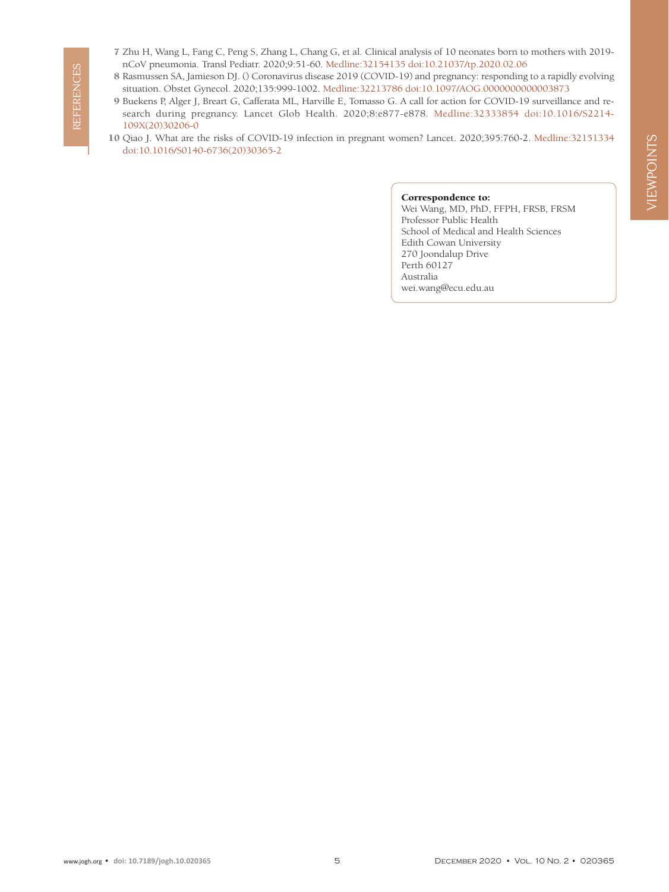7. Zhu H, Wang L, Fang C, Peng S, Zhang L, Chang G, et al. Clinical analysis of 10 neonates born to mothers with 2019-nCoV pneumonia. Transl Pediatr. 2020;9:51-60. Medline:32154135 doi:10.21037/tp.2020.02.06
8. Rasmussen SA, Jamieson DJ. () Coronavirus disease 2019 (COVID-19) and pregnancy: responding to a rapidly evolving situation. Obstet Gynecol. 2020;135:999-1002. Medline:32213786 doi:10.1097/AOG.0000000000003873
9. Buekens P, Alger J, Breart G, Cafferata ML, Harville E, Tomasso G. A call for action for COVID-19 surveillance and research during pregnancy. Lancet Glob Health. 2020;8:e877-e878. Medline:32333854 doi:10.1016/S2214-109X(20)30206-0
10. Qiao J. What are the risks of COVID-19 infection in pregnant women? Lancet. 2020;395:760-2. Medline:32151334 doi:10.1016/S0140-6736(20)30365-2

**Correspondence to:**
Wei Wang, MD, PhD, FFPH, FRSB, FRSM
Professor Public Health
School of Medical and Health Sciences
Edith Cowan University
270 Joondalup Drive
Perth 60127
Australia
wei.wang@ecu.edu.au